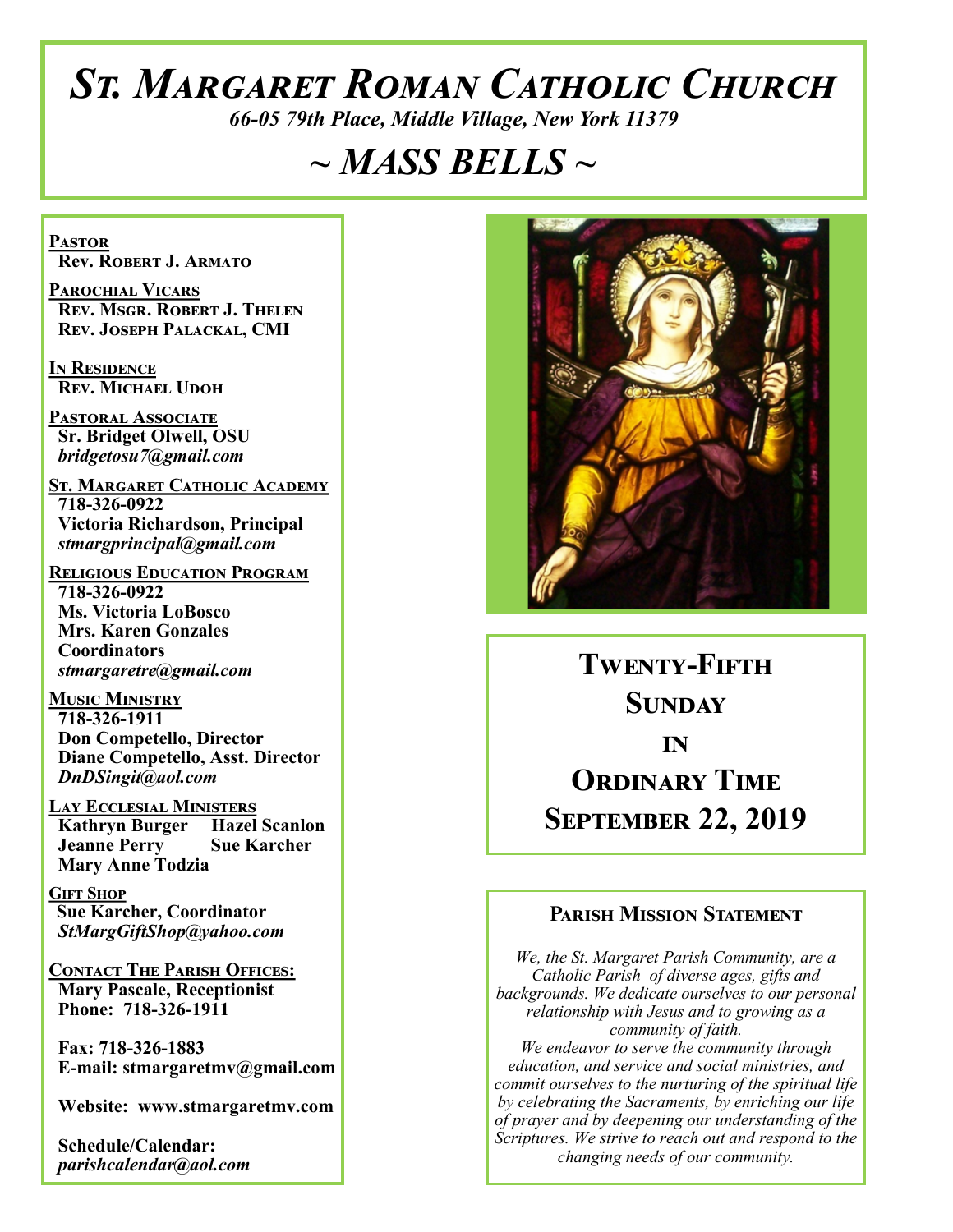# St. Margaret Roman Catholic Church

*66-05 79th Place, Middle Village, New York 11379*

# ~ MASS BELLS ~

**Pastor**
**Rev. Robert J. Armato**

**Parochial Vicars**
**Rev. Msgr. Robert J. Thelen**
**Rev. Joseph Palackal, CMI**

**In Residence**
**Rev. Michael Udoh**

**Pastoral Associate**
**Sr. Bridget Olwell, OSU**
*bridgetosu7@gmail.com*

**St. Margaret Catholic Academy**
**718-326-0922**
**Victoria Richardson, Principal**
*stmargprincipal@gmail.com*

**Religious Education Program**
**718-326-0922**
**Ms. Victoria LoBosco**
**Mrs. Karen Gonzales**
**Coordinators**
*stmargaretre@gmail.com*

**Music Ministry**
**718-326-1911**
**Don Competello, Director**
**Diane Competello, Asst. Director**
*DnDSingit@aol.com*

**Lay Ecclesial Ministers**
**Kathryn Burger**
**Hazel Scanlon**
**Jeanne Perry**
**Sue Karcher**
**Mary Anne Todzia**

**Gift Shop**
**Sue Karcher, Coordinator**
*StMargGiftShop@yahoo.com*

**Contact The Parish Offices:**
**Mary Pascale, Receptionist**
**Phone: 718-326-1911**

**Fax: 718-326-1883**
**E-mail: stmargaretmv@gmail.com**

**Website: www.stmargaretmv.com**

**Schedule/Calendar:**
*parishcalendar@aol.com*

## Twenty-Fifth Sunday in Ordinary Time
## September 22, 2019

### Parish Mission Statement

*We, the St. Margaret Parish Community, are a Catholic Parish of diverse ages, gifts and backgrounds. We dedicate ourselves to our personal relationship with Jesus and to growing as a community of faith.*
*We endeavor to serve the community through education, and service and social ministries, and commit ourselves to the nurturing of the spiritual life by celebrating the Sacraments, by enriching our life of prayer and by deepening our understanding of the Scriptures. We strive to reach out and respond to the changing needs of our community.*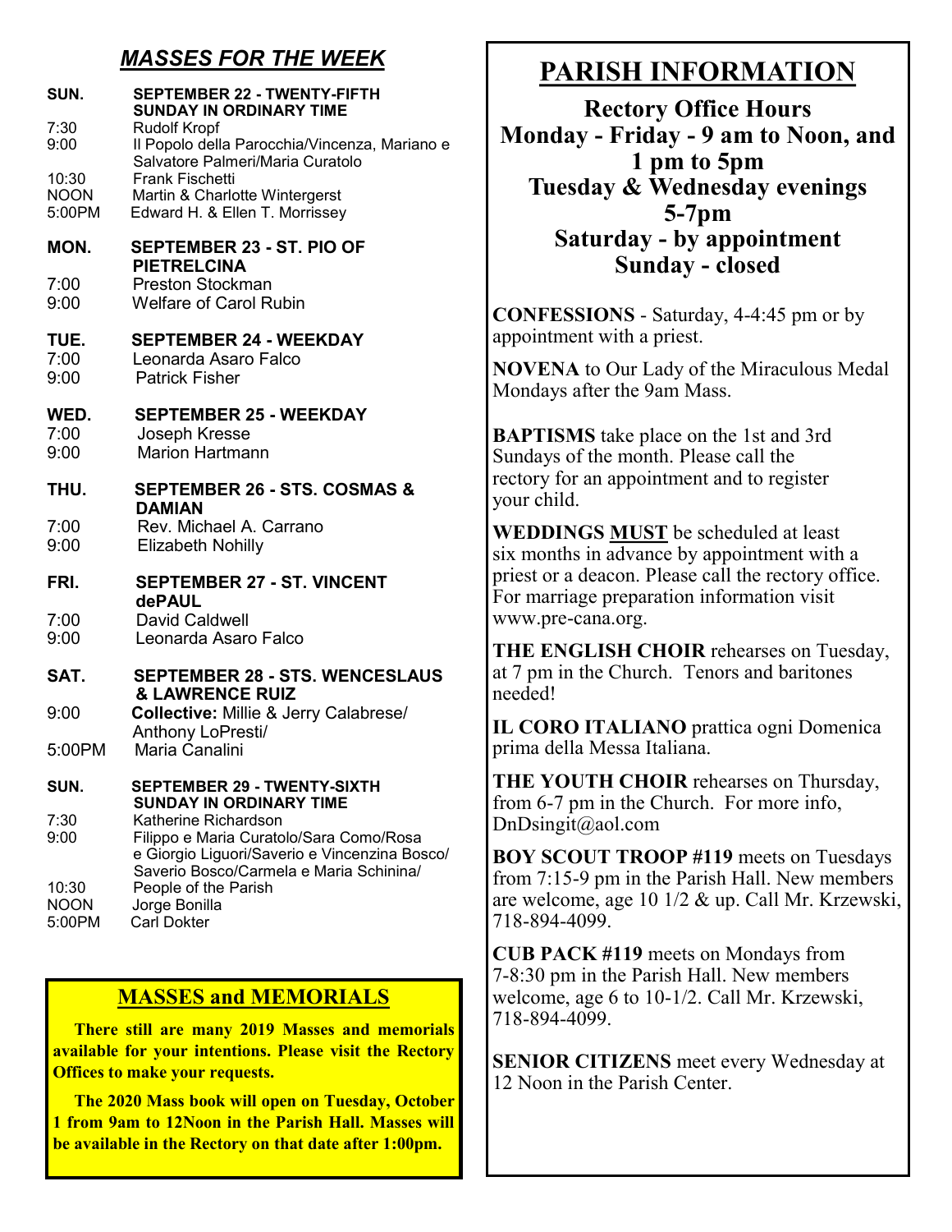## *MASSES FOR THE WEEK*

**SUN. SEPTEMBER 22 - TWENTY-FIFTH SUNDAY IN ORDINARY TIME**

7:30 Rudolf Kropf
9:00 Il Popolo della Parocchia/Vincenza, Mariano e Salvatore Palmeri/Maria Curatolo
10:30 Frank Fischetti
NOON Martin & Charlotte Wintergerst
5:00PM Edward H. & Ellen T. Morrissey

**MON. SEPTEMBER 23 - ST. PIO OF PIETRELCINA**

7:00 Preston Stockman
9:00 Welfare of Carol Rubin

**TUE. SEPTEMBER 24 - WEEKDAY**

7:00 Leonarda Asaro Falco
9:00 Patrick Fisher

**WED. SEPTEMBER 25 - WEEKDAY**

7:00 Joseph Kresse
9:00 Marion Hartmann

**THU. SEPTEMBER 26 - STS. COSMAS & DAMIAN**

7:00 Rev. Michael A. Carrano
9:00 Elizabeth Nohilly

**FRI. SEPTEMBER 27 - ST. VINCENT dePAUL**

7:00 David Caldwell
9:00 Leonarda Asaro Falco

**SAT. SEPTEMBER 28 - STS. WENCESLAUS & LAWRENCE RUIZ**

9:00 **Collective:** Millie & Jerry Calabrese/ Anthony LoPresti/
5:00PM Maria Canalini

**SUN. SEPTEMBER 29 - TWENTY-SIXTH SUNDAY IN ORDINARY TIME**

7:30 Katherine Richardson
9:00 Filippo e Maria Curatolo/Sara Como/Rosa e Giorgio Liguori/Saverio e Vincenzina Bosco/ Saverio Bosco/Carmela e Maria Schinina/
10:30 People of the Parish
NOON Jorge Bonilla
5:00PM Carl Dokter

## MASSES and MEMORIALS

**There still are many 2019 Masses and memorials available for your intentions. Please visit the Rectory Offices to make your requests.**

**The 2020 Mass book will open on Tuesday, October 1 from 9am to 12Noon in the Parish Hall. Masses will be available in the Rectory on that date after 1:00pm.**

# PARISH INFORMATION

**Rectory Office Hours**
**Monday - Friday - 9 am to Noon, and 1 pm to 5pm**
**Tuesday & Wednesday evenings 5-7pm**
**Saturday - by appointment**
**Sunday - closed**

**CONFESSIONS** - Saturday, 4-4:45 pm or by appointment with a priest.

**NOVENA** to Our Lady of the Miraculous Medal Mondays after the 9am Mass.

**BAPTISMS** take place on the 1st and 3rd Sundays of the month. Please call the rectory for an appointment and to register your child.

**WEDDINGS MUST** be scheduled at least six months in advance by appointment with a priest or a deacon. Please call the rectory office. For marriage preparation information visit www.pre-cana.org.

**THE ENGLISH CHOIR** rehearses on Tuesday, at 7 pm in the Church. Tenors and baritones needed!

**IL CORO ITALIANO** prattica ogni Domenica prima della Messa Italiana.

**THE YOUTH CHOIR** rehearses on Thursday, from 6-7 pm in the Church. For more info, DnDsingit@aol.com

**BOY SCOUT TROOP #119** meets on Tuesdays from 7:15-9 pm in the Parish Hall. New members are welcome, age 10 1/2 & up. Call Mr. Krzewski, 718-894-4099.

**CUB PACK #119** meets on Mondays from 7-8:30 pm in the Parish Hall. New members welcome, age 6 to 10-1/2. Call Mr. Krzewski, 718-894-4099.

**SENIOR CITIZENS** meet every Wednesday at 12 Noon in the Parish Center.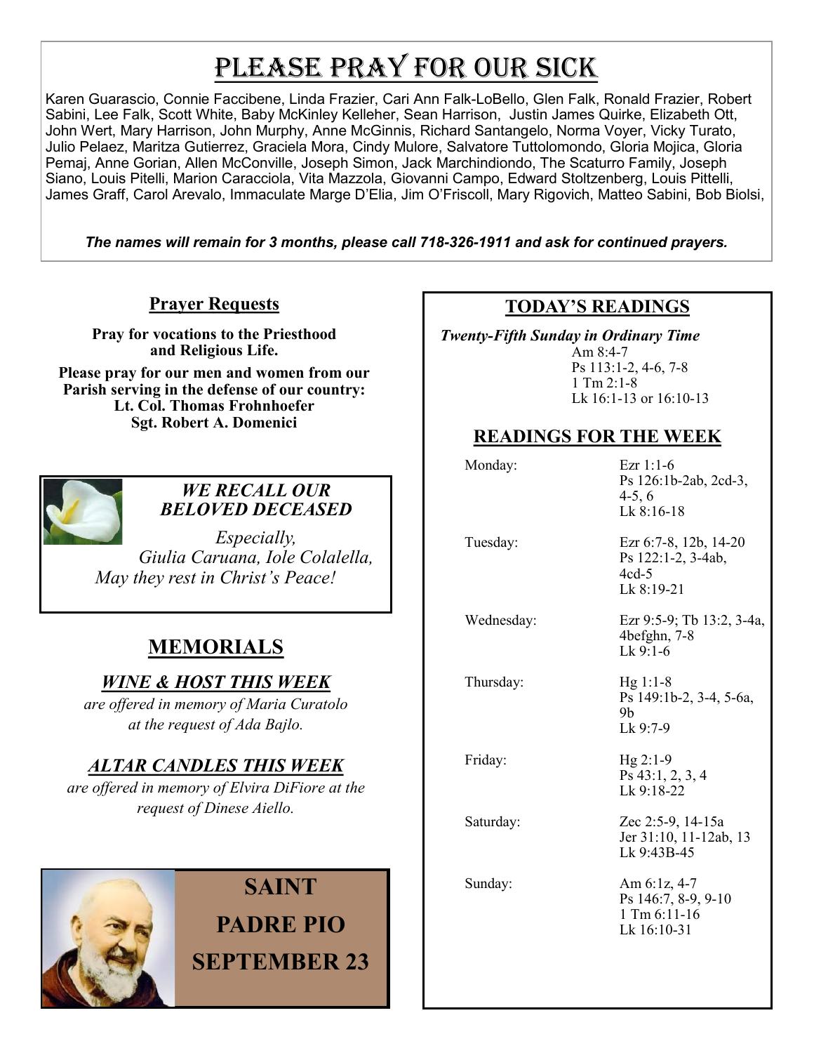# PLEASE PRAY FOR OUR SICK

Karen Guarascio, Connie Faccibene, Linda Frazier, Cari Ann Falk-LoBello, Glen Falk, Ronald Frazier, Robert Sabini, Lee Falk, Scott White, Baby McKinley Kelleher, Sean Harrison, Justin James Quirke, Elizabeth Ott, John Wert, Mary Harrison, John Murphy, Anne McGinnis, Richard Santangelo, Norma Voyer, Vicky Turato, Julio Pelaez, Maritza Gutierrez, Graciela Mora, Cindy Mulore, Salvatore Tuttolomondo, Gloria Mojica, Gloria Pemaj, Anne Gorian, Allen McConville, Joseph Simon, Jack Marchindiondo, The Scaturro Family, Joseph Siano, Louis Pitelli, Marion Caracciola, Vita Mazzola, Giovanni Campo, Edward Stoltzenberg, Louis Pittelli, James Graff, Carol Arevalo, Immaculate Marge D'Elia, Jim O'Friscoll, Mary Rigovich, Matteo Sabini, Bob Biolsi,

***The names will remain for 3 months, please call 718-326-1911 and ask for continued prayers.***

## Prayer Requests

**Pray for vocations to the Priesthood and Religious Life.**

**Please pray for our men and women from our Parish serving in the defense of our country:**
**Lt. Col. Thomas Frohnhoefer**
**Sgt. Robert A. Domenici**

### *WE RECALL OUR BELOVED DECEASED*

*Especially,*
*Giulia Caruana, Iole Colalella,*
*May they rest in Christ's Peace!*

## MEMORIALS

### *WINE & HOST THIS WEEK*

*are offered in memory of Maria Curatolo at the request of Ada Bajlo.*

### *ALTAR CANDLES THIS WEEK*

*are offered in memory of Elvira DiFiore at the request of Dinese Aiello.*

**SAINT PADRE PIO SEPTEMBER 23**

## TODAY'S READINGS

***Twenty-Fifth Sunday in Ordinary Time***

Am 8:4-7
Ps 113:1-2, 4-6, 7-8
1 Tm 2:1-8
Lk 16:1-13 or 16:10-13

## READINGS FOR THE WEEK

| Day | Readings |
|---|---|
| Monday: | Ezr 1:1-6<br>Ps 126:1b-2ab, 2cd-3, 4-5, 6<br>Lk 8:16-18 |
| Tuesday: | Ezr 6:7-8, 12b, 14-20<br>Ps 122:1-2, 3-4ab, 4cd-5<br>Lk 8:19-21 |
| Wednesday: | Ezr 9:5-9; Tb 13:2, 3-4a, 4befghn, 7-8<br>Lk 9:1-6 |
| Thursday: | Hg 1:1-8<br>Ps 149:1b-2, 3-4, 5-6a, 9b<br>Lk 9:7-9 |
| Friday: | Hg 2:1-9<br>Ps 43:1, 2, 3, 4<br>Lk 9:18-22 |
| Saturday: | Zec 2:5-9, 14-15a<br>Jer 31:10, 11-12ab, 13<br>Lk 9:43B-45 |
| Sunday: | Am 6:1z, 4-7<br>Ps 146:7, 8-9, 9-10<br>1 Tm 6:11-16<br>Lk 16:10-31 |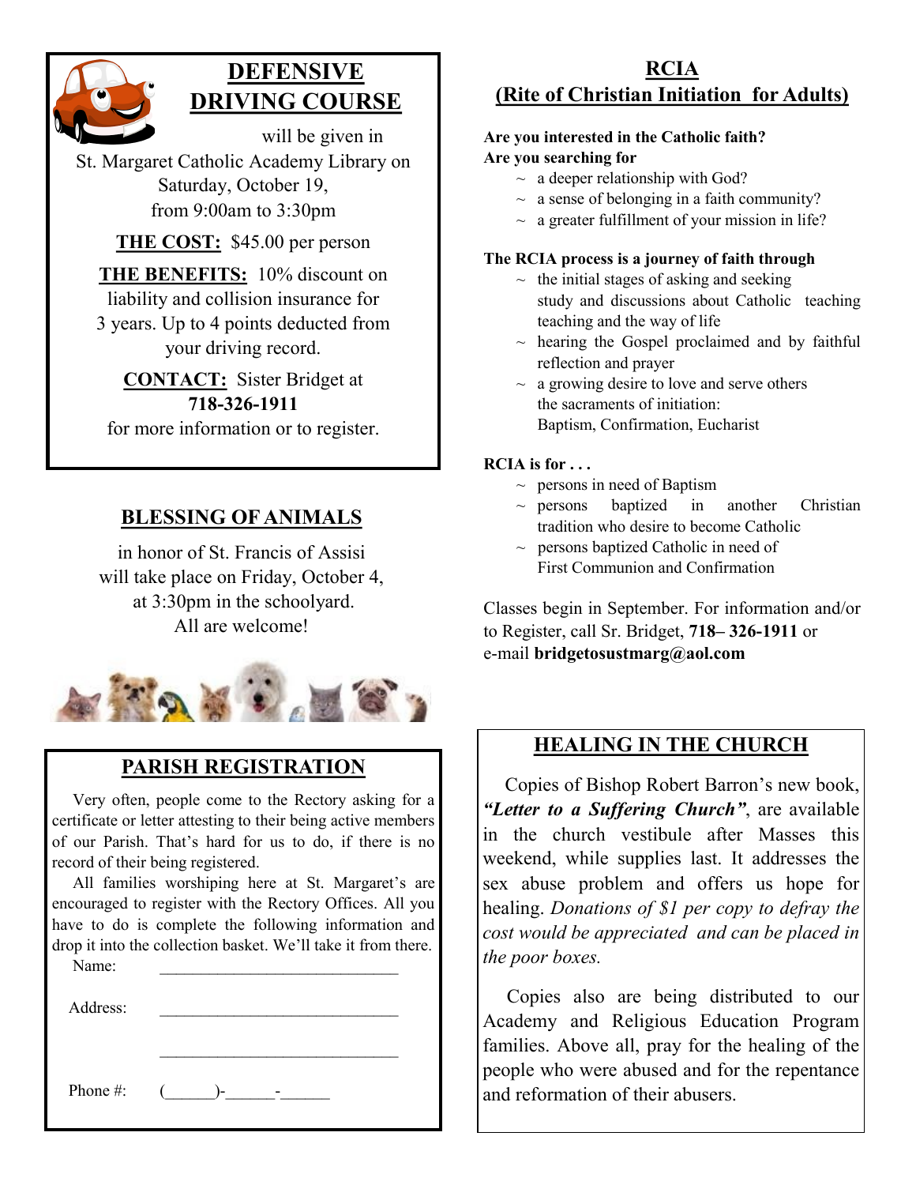## DEFENSIVE DRIVING COURSE

will be given in St. Margaret Catholic Academy Library on Saturday, October 19, from 9:00am to 3:30pm

**THE COST:** $45.00 per person

**THE BENEFITS:** 10% discount on liability and collision insurance for 3 years. Up to 4 points deducted from your driving record.

**CONTACT:** Sister Bridget at **718-326-1911** for more information or to register.

## BLESSING OF ANIMALS

in honor of St. Francis of Assisi will take place on Friday, October 4, at 3:30pm in the schoolyard. All are welcome!

## PARISH REGISTRATION

Very often, people come to the Rectory asking for a certificate or letter attesting to their being active members of our Parish. That's hard for us to do, if there is no record of their being registered.

All families worshiping here at St. Margaret's are encouraged to register with the Rectory Offices. All you have to do is complete the following information and drop it into the collection basket. We'll take it from there.

Name: ______________________________

Address: ______________________________

______________________________

Phone #: (______)-______-______

## RCIA (Rite of Christian Initiation for Adults)

**Are you interested in the Catholic faith?**
**Are you searching for**

- a deeper relationship with God?
- a sense of belonging in a faith community?
- a greater fulfillment of your mission in life?

**The RCIA process is a journey of faith through**

- the initial stages of asking and seeking study and discussions about Catholic teaching teaching and the way of life
- hearing the Gospel proclaimed and by faithful reflection and prayer
- a growing desire to love and serve others the sacraments of initiation: Baptism, Confirmation, Eucharist

**RCIA is for . . .**

- persons in need of Baptism
- persons baptized in another Christian tradition who desire to become Catholic
- persons baptized Catholic in need of First Communion and Confirmation

Classes begin in September. For information and/or to Register, call Sr. Bridget, **718– 326-1911** or e-mail **bridgetosustmarg@aol.com**

## HEALING IN THE CHURCH

Copies of Bishop Robert Barron's new book, ***"Letter to a Suffering Church"***, are available in the church vestibule after Masses this weekend, while supplies last. It addresses the sex abuse problem and offers us hope for healing. *Donations of $1 per copy to defray the cost would be appreciated and can be placed in the poor boxes.*

Copies also are being distributed to our Academy and Religious Education Program families. Above all, pray for the healing of the people who were abused and for the repentance and reformation of their abusers.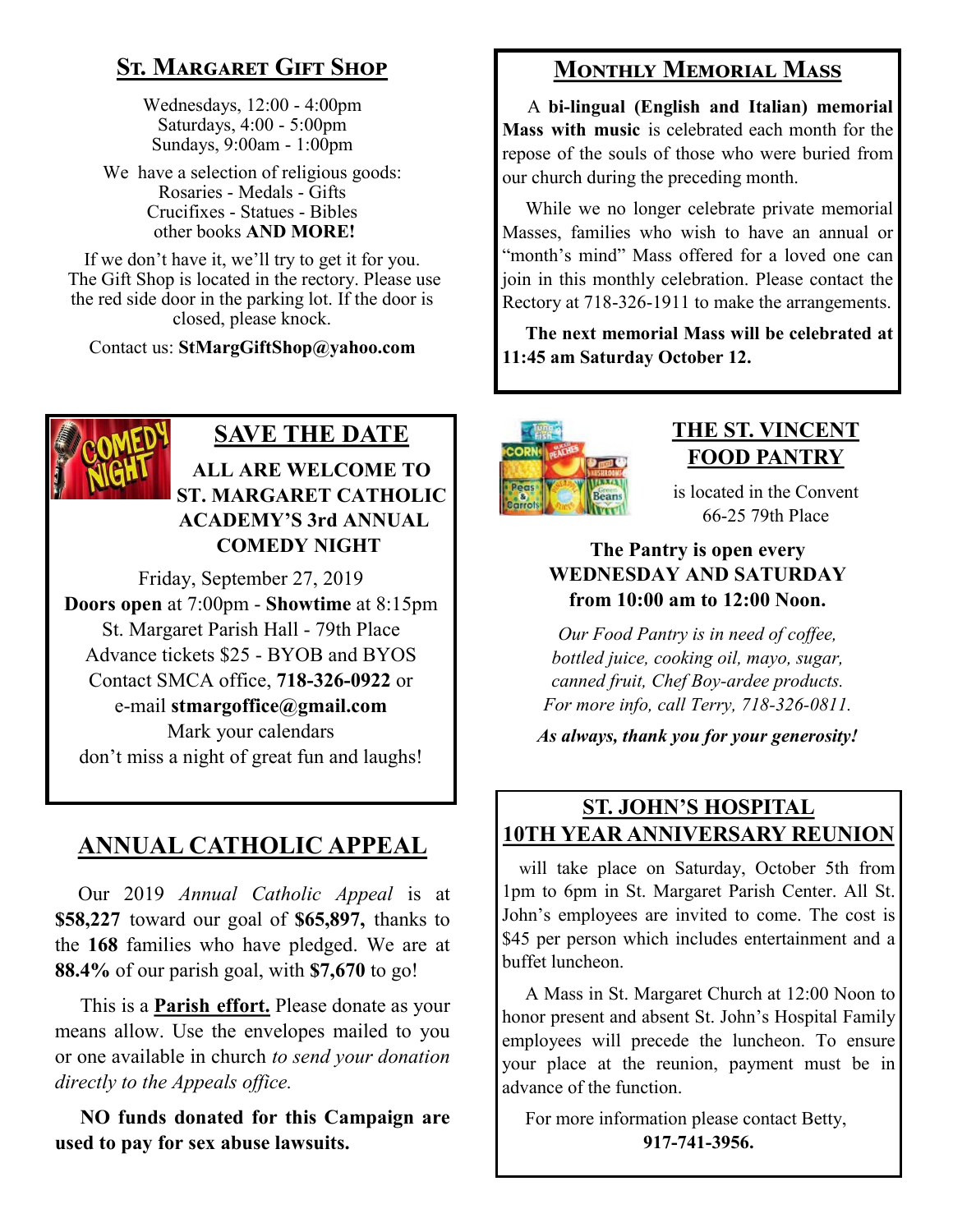## St. Margaret Gift Shop

Wednesdays, 12:00 - 4:00pm
Saturdays, 4:00 - 5:00pm
Sundays, 9:00am - 1:00pm

We have a selection of religious goods:
Rosaries - Medals - Gifts
Crucifixes - Statues - Bibles
other books **AND MORE!**

If we don't have it, we'll try to get it for you. The Gift Shop is located in the rectory. Please use the red side door in the parking lot. If the door is closed, please knock.

Contact us: **StMargGiftShop@yahoo.com**

## SAVE THE DATE

**ALL ARE WELCOME TO ST. MARGARET CATHOLIC ACADEMY'S 3rd ANNUAL COMEDY NIGHT**

Friday, September 27, 2019
**Doors open** at 7:00pm - **Showtime** at 8:15pm
St. Margaret Parish Hall - 79th Place
Advance tickets $25 - BYOB and BYOS
Contact SMCA office, **718-326-0922** or
e-mail **stmargoffice@gmail.com**
Mark your calendars
don't miss a night of great fun and laughs!

## ANNUAL CATHOLIC APPEAL

Our 2019 *Annual Catholic Appeal* is at **$58,227** toward our goal of **$65,897,** thanks to the **168** families who have pledged. We are at **88.4%** of our parish goal, with **$7,670** to go!

This is a **Parish effort.** Please donate as your means allow. Use the envelopes mailed to you or one available in church *to send your donation directly to the Appeals office.*

**NO funds donated for this Campaign are used to pay for sex abuse lawsuits.**

## Monthly Memorial Mass

A **bi-lingual (English and Italian) memorial Mass with music** is celebrated each month for the repose of the souls of those who were buried from our church during the preceding month.

While we no longer celebrate private memorial Masses, families who wish to have an annual or "month's mind" Mass offered for a loved one can join in this monthly celebration. Please contact the Rectory at 718-326-1911 to make the arrangements.

**The next memorial Mass will be celebrated at 11:45 am Saturday October 12.**

## THE ST. VINCENT FOOD PANTRY

is located in the Convent
66-25 79th Place

**The Pantry is open every WEDNESDAY AND SATURDAY from 10:00 am to 12:00 Noon.**

*Our Food Pantry is in need of coffee, bottled juice, cooking oil, mayo, sugar, canned fruit, Chef Boy-ardee products. For more info, call Terry, 718-326-0811.*

***As always, thank you for your generosity!***

## ST. JOHN'S HOSPITAL 10TH YEAR ANNIVERSARY REUNION

will take place on Saturday, October 5th from 1pm to 6pm in St. Margaret Parish Center. All St. John's employees are invited to come. The cost is $45 per person which includes entertainment and a buffet luncheon.

A Mass in St. Margaret Church at 12:00 Noon to honor present and absent St. John's Hospital Family employees will precede the luncheon. To ensure your place at the reunion, payment must be in advance of the function.

For more information please contact Betty, **917-741-3956.**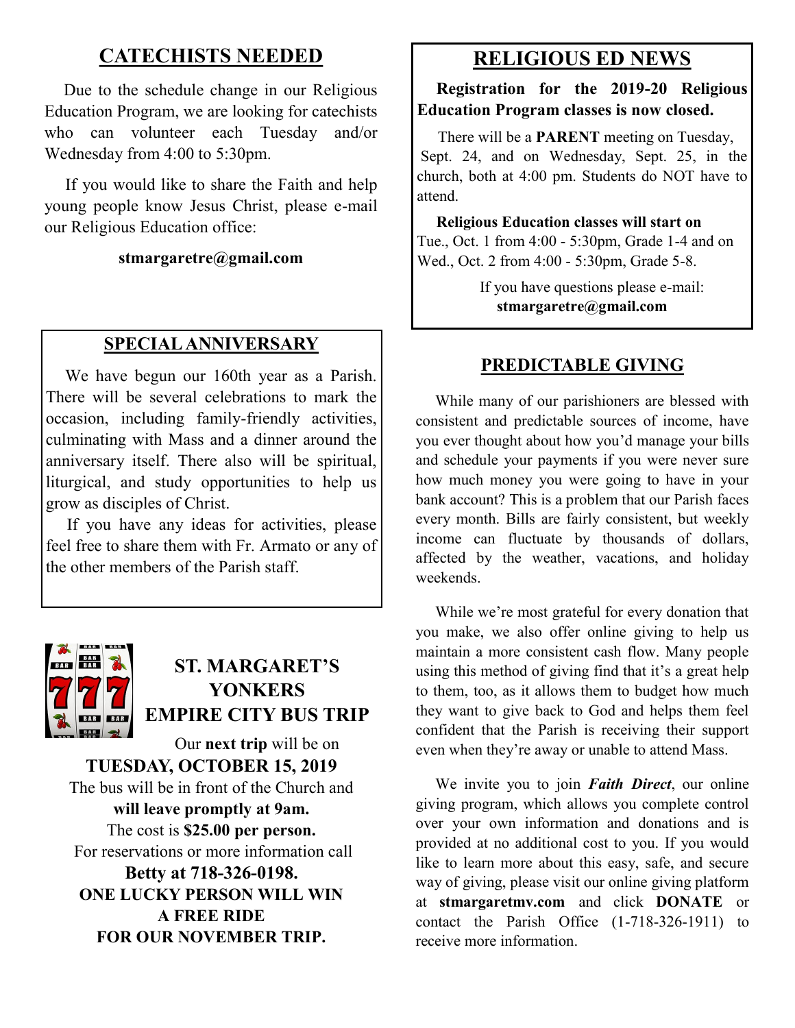## CATECHISTS NEEDED

Due to the schedule change in our Religious Education Program, we are looking for catechists who can volunteer each Tuesday and/or Wednesday from 4:00 to 5:30pm.

If you would like to share the Faith and help young people know Jesus Christ, please e-mail our Religious Education office:

**stmargaretre@gmail.com**

## SPECIAL ANNIVERSARY

We have begun our 160th year as a Parish. There will be several celebrations to mark the occasion, including family-friendly activities, culminating with Mass and a dinner around the anniversary itself. There also will be spiritual, liturgical, and study opportunities to help us grow as disciples of Christ.

If you have any ideas for activities, please feel free to share them with Fr. Armato or any of the other members of the Parish staff.

## ST. MARGARET'S YONKERS EMPIRE CITY BUS TRIP

Our **next trip** will be on

**TUESDAY, OCTOBER 15, 2019**

The bus will be in front of the Church and **will leave promptly at 9am.**

The cost is **$25.00 per person.**

For reservations or more information call

**Betty at 718-326-0198.**

**ONE LUCKY PERSON WILL WIN A FREE RIDE FOR OUR NOVEMBER TRIP.**

## RELIGIOUS ED NEWS

**Registration for the 2019-20 Religious Education Program classes is now closed.**

There will be a **PARENT** meeting on Tuesday, Sept. 24, and on Wednesday, Sept. 25, in the church, both at 4:00 pm. Students do NOT have to attend.

**Religious Education classes will start on** Tue., Oct. 1 from 4:00 - 5:30pm, Grade 1-4 and on Wed., Oct. 2 from 4:00 - 5:30pm, Grade 5-8.

If you have questions please e-mail: **stmargaretre@gmail.com**

## PREDICTABLE GIVING

While many of our parishioners are blessed with consistent and predictable sources of income, have you ever thought about how you'd manage your bills and schedule your payments if you were never sure how much money you were going to have in your bank account? This is a problem that our Parish faces every month. Bills are fairly consistent, but weekly income can fluctuate by thousands of dollars, affected by the weather, vacations, and holiday weekends.

While we're most grateful for every donation that you make, we also offer online giving to help us maintain a more consistent cash flow. Many people using this method of giving find that it's a great help to them, too, as it allows them to budget how much they want to give back to God and helps them feel confident that the Parish is receiving their support even when they're away or unable to attend Mass.

We invite you to join ***Faith Direct***, our online giving program, which allows you complete control over your own information and donations and is provided at no additional cost to you. If you would like to learn more about this easy, safe, and secure way of giving, please visit our online giving platform at **stmargaretmv.com** and click **DONATE** or contact the Parish Office (1-718-326-1911) to receive more information.